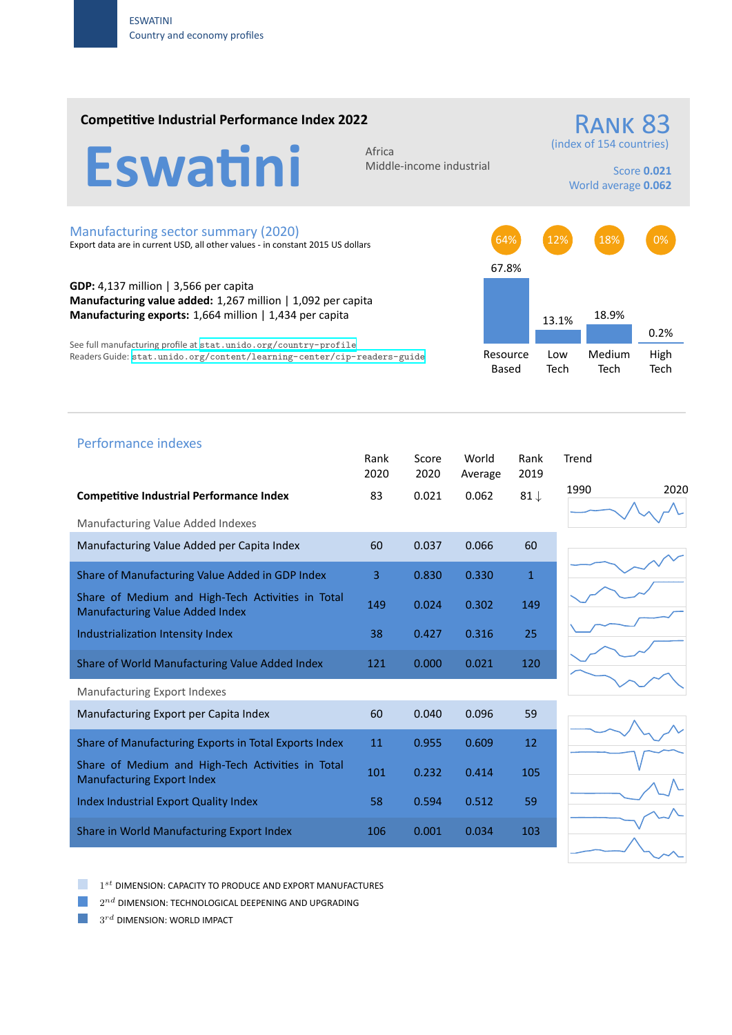## Competitive Industrial Performance Index 2022

# Eswatini

Africa
Middle-income industrial

**RANK 83**
(index of 154 countries)

Score **0.021**
World average **0.062**

## Manufacturing sector summary (2020)

Export data are in current USD, all other values - in constant 2015 US dollars

**GDP:** 4,137 million | 3,566 per capita
**Manufacturing value added:** 1,267 million | 1,092 per capita
**Manufacturing exports:** 1,664 million | 1,434 per capita

See full manufacturing profile at stat.unido.org/country-profile
Readers Guide: stat.unido.org/content/learning-center/cip-readers-guide

| | Resource Based | Low Tech | Medium Tech | High Tech |
|---|---|---|---|---|
| Share of exports | 64% | 12% | 18% | 0% |
| Share of MVA | 67.8% | 13.1% | 18.9% | 0.2% |

## Performance indexes

| | Rank 2020 | Score 2020 | World Average | Rank 2019 | Trend 1990–2020 |
|---|---|---|---|---|---|
| **Competitive Industrial Performance Index** | 83 | 0.021 | 0.062 | 81 ↓ | |
| *Manufacturing Value Added Indexes* | | | | | |
| Manufacturing Value Added per Capita Index | 60 | 0.037 | 0.066 | 60 | |
| Share of Manufacturing Value Added in GDP Index | 3 | 0.830 | 0.330 | 1 | |
| Share of Medium and High-Tech Activities in Total Manufacturing Value Added Index | 149 | 0.024 | 0.302 | 149 | |
| Industrialization Intensity Index | 38 | 0.427 | 0.316 | 25 | |
| Share of World Manufacturing Value Added Index | 121 | 0.000 | 0.021 | 120 | |
| *Manufacturing Export Indexes* | | | | | |
| Manufacturing Export per Capita Index | 60 | 0.040 | 0.096 | 59 | |
| Share of Manufacturing Exports in Total Exports Index | 11 | 0.955 | 0.609 | 12 | |
| Share of Medium and High-Tech Activities in Total Manufacturing Export Index | 101 | 0.232 | 0.414 | 105 | |
| Index Industrial Export Quality Index | 58 | 0.594 | 0.512 | 59 | |
| Share in World Manufacturing Export Index | 106 | 0.001 | 0.034 | 103 | |

1st DIMENSION: CAPACITY TO PRODUCE AND EXPORT MANUFACTURES
2nd DIMENSION: TECHNOLOGICAL DEEPENING AND UPGRADING
3rd DIMENSION: WORLD IMPACT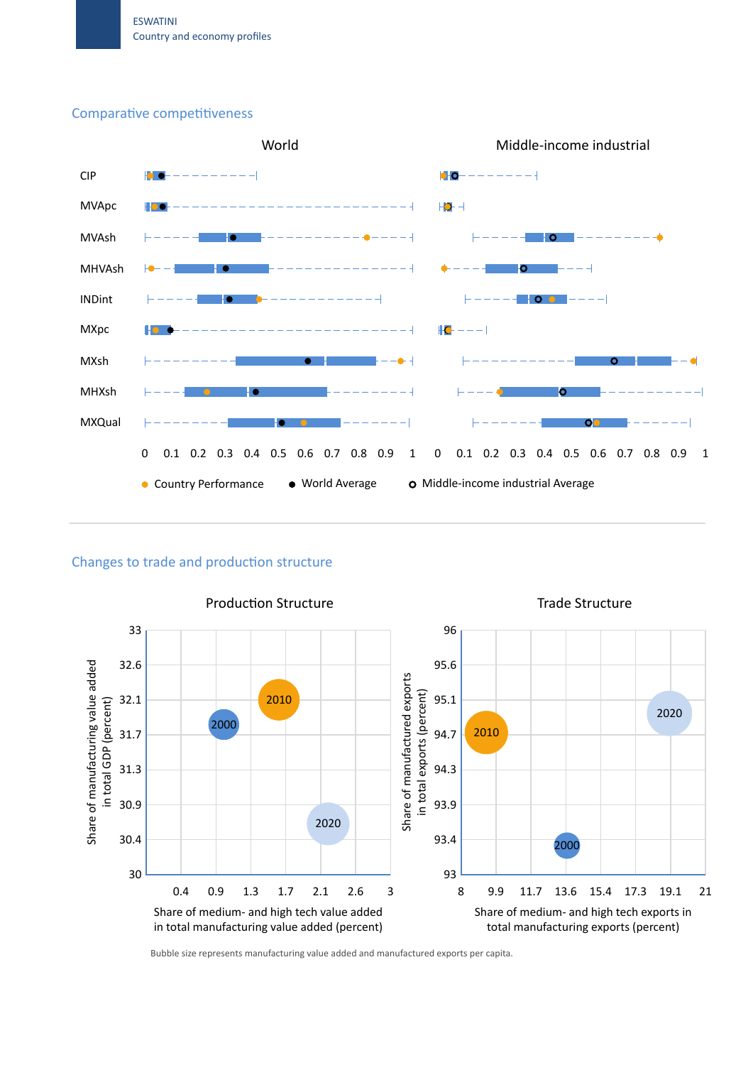## Comparative competitiveness

World

Middle-income industrial

CIP

MVApc

MVAsh

MHVAsh

INDint

MXpc

MXsh

MHXsh

MXQual

0 0.1 0.2 0.3 0.4 0.5 0.6 0.7 0.8 0.9 1

0 0.1 0.2 0.3 0.4 0.5 0.6 0.7 0.8 0.9 1

Country Performance

World Average

Middle-income industrial Average

## Changes to trade and production structure

Production Structure

Share of manufacturing value added in total GDP (percent)

33 32.6 32.1 31.7 31.3 30.9 30.4 30

2000 2010 2020

0.4 0.9 1.3 1.7 2.1 2.6 3

Share of medium- and high tech value added in total manufacturing value added (percent)

Trade Structure

Share of manufactured exports in total exports (percent)

96 95.6 95.1 94.7 94.3 93.9 93.4 93

2010 2020 2000

8 9.9 11.7 13.6 15.4 17.3 19.1 21

Share of medium- and high tech exports in total manufacturing exports (percent)

Bubble size represents manufacturing value added and manufactured exports per capita.